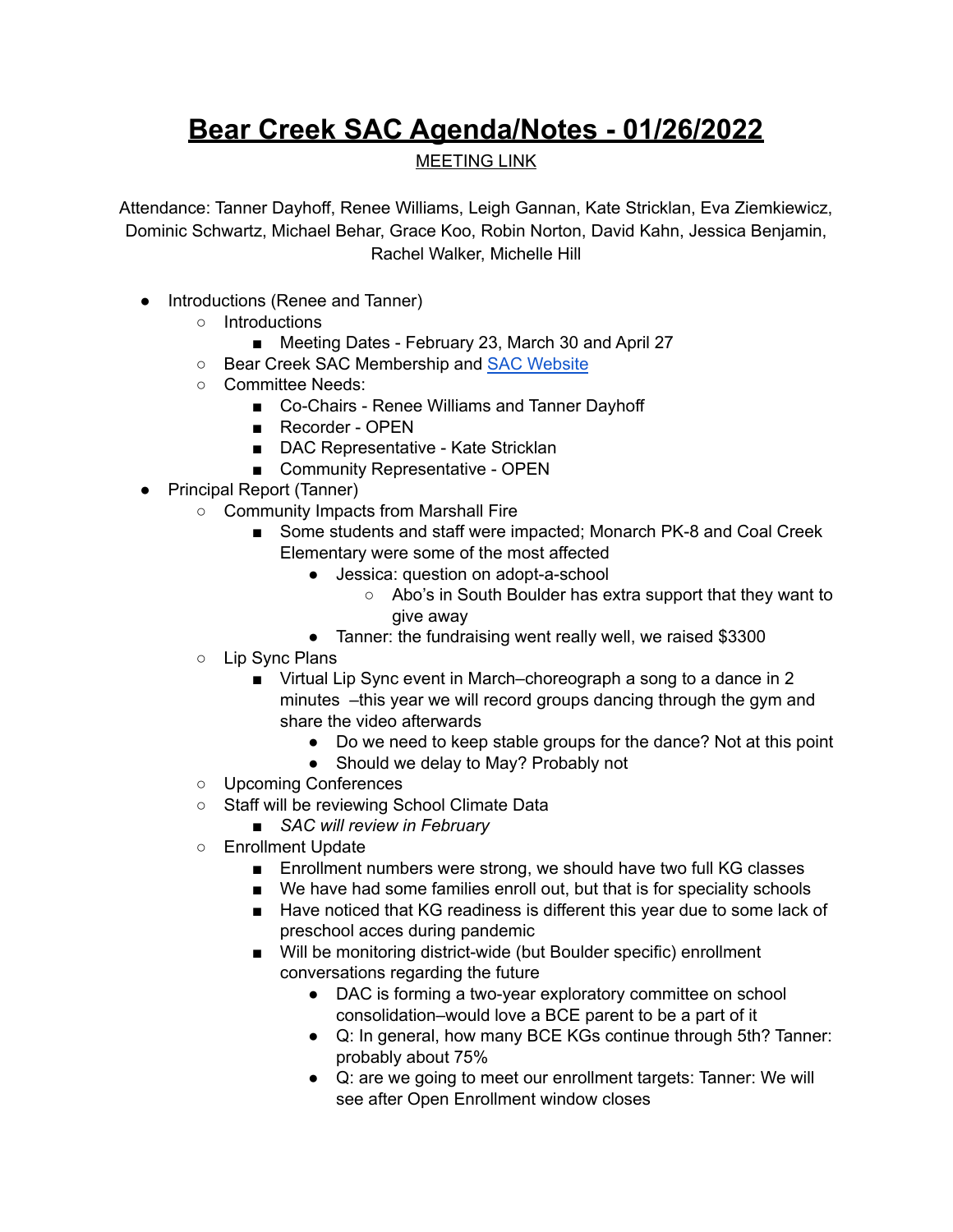# Bear Creek SAC Agenda/Notes - 01/26/2022

MEETING LINK

Attendance: Tanner Dayhoff, Renee Williams, Leigh Gannan, Kate Stricklan, Eva Ziemkiewicz, Dominic Schwartz, Michael Behar, Grace Koo, Robin Norton, David Kahn, Jessica Benjamin, Rachel Walker, Michelle Hill

- Introductions (Renee and Tanner)
  - Introductions
    - Meeting Dates - February 23, March 30 and April 27
  - Bear Creek SAC Membership and SAC Website
  - Committee Needs:
    - Co-Chairs - Renee Williams and Tanner Dayhoff
    - Recorder - OPEN
    - DAC Representative - Kate Stricklan
    - Community Representative - OPEN
- Principal Report (Tanner)
  - Community Impacts from Marshall Fire
    - Some students and staff were impacted; Monarch PK-8 and Coal Creek Elementary were some of the most affected
      - Jessica: question on adopt-a-school
        - Abo's in South Boulder has extra support that they want to give away
      - Tanner: the fundraising went really well, we raised $3300
  - Lip Sync Plans
    - Virtual Lip Sync event in March–choreograph a song to a dance in 2 minutes –this year we will record groups dancing through the gym and share the video afterwards
      - Do we need to keep stable groups for the dance? Not at this point
      - Should we delay to May? Probably not
  - Upcoming Conferences
  - Staff will be reviewing School Climate Data
    - *SAC will review in February*
  - Enrollment Update
    - Enrollment numbers were strong, we should have two full KG classes
    - We have had some families enroll out, but that is for speciality schools
    - Have noticed that KG readiness is different this year due to some lack of preschool acces during pandemic
    - Will be monitoring district-wide (but Boulder specific) enrollment conversations regarding the future
      - DAC is forming a two-year exploratory committee on school consolidation–would love a BCE parent to be a part of it
      - Q: In general, how many BCE KGs continue through 5th? Tanner: probably about 75%
      - Q: are we going to meet our enrollment targets: Tanner: We will see after Open Enrollment window closes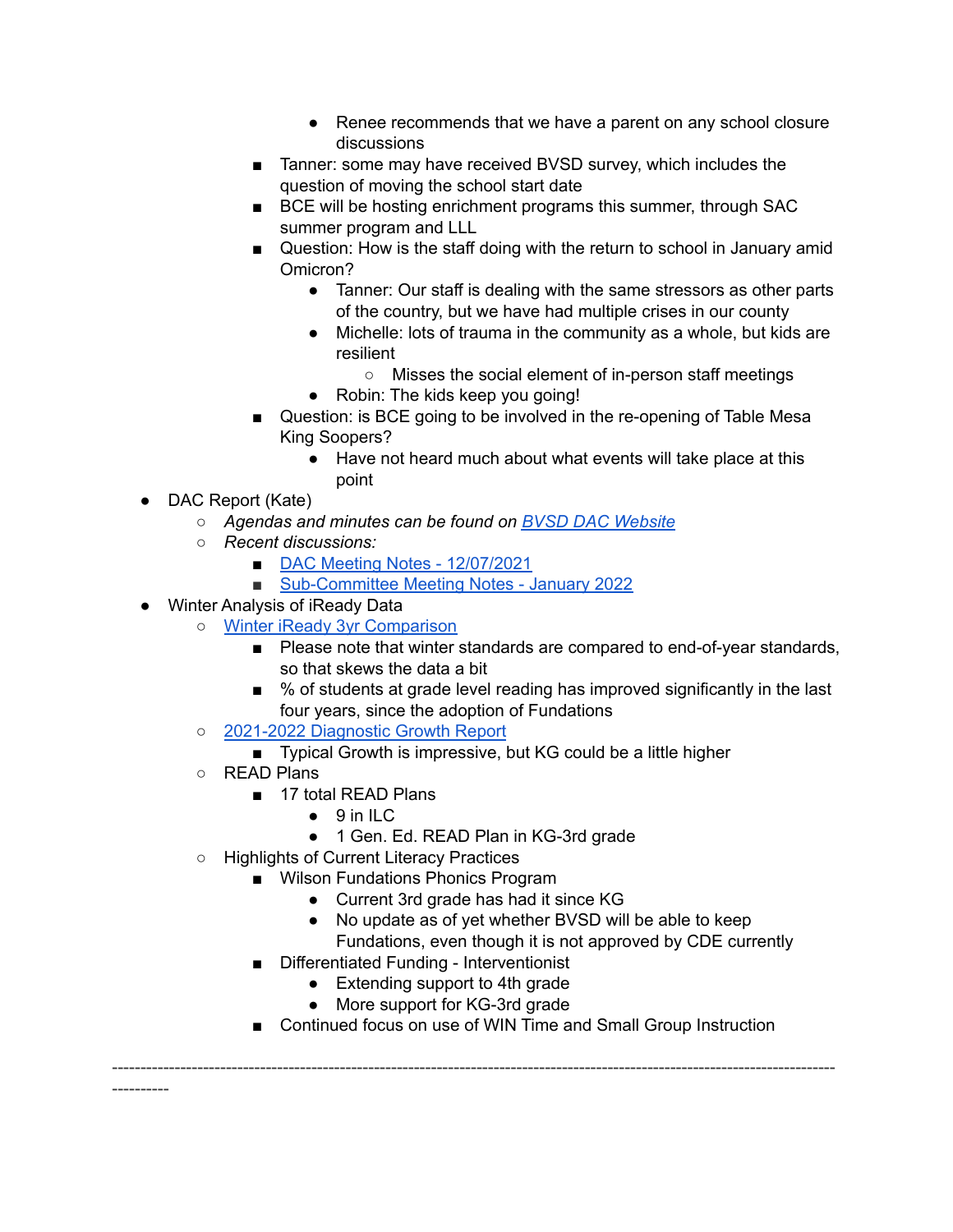- Renee recommends that we have a parent on any school closure discussions
    - Tanner: some may have received BVSD survey, which includes the question of moving the school start date
    - BCE will be hosting enrichment programs this summer, through SAC summer program and LLL
    - Question: How is the staff doing with the return to school in January amid Omicron?
      - Tanner: Our staff is dealing with the same stressors as other parts of the country, but we have had multiple crises in our county
      - Michelle: lots of trauma in the community as a whole, but kids are resilient
        - Misses the social element of in-person staff meetings
      - Robin: The kids keep you going!
    - Question: is BCE going to be involved in the re-opening of Table Mesa King Soopers?
      - Have not heard much about what events will take place at this point
- DAC Report (Kate)
  - *Agendas and minutes can be found on* *BVSD DAC Website*
  - *Recent discussions:*
    - DAC Meeting Notes - 12/07/2021
    - Sub-Committee Meeting Notes - January 2022
- Winter Analysis of iReady Data
  - Winter iReady 3yr Comparison
    - Please note that winter standards are compared to end-of-year standards, so that skews the data a bit
    - % of students at grade level reading has improved significantly in the last four years, since the adoption of Fundations
  - 2021-2022 Diagnostic Growth Report
    - Typical Growth is impressive, but KG could be a little higher
  - READ Plans
    - 17 total READ Plans
      - 9 in ILC
      - 1 Gen. Ed. READ Plan in KG-3rd grade
  - Highlights of Current Literacy Practices
    - Wilson Fundations Phonics Program
      - Current 3rd grade has had it since KG
      - No update as of yet whether BVSD will be able to keep Fundations, even though it is not approved by CDE currently
    - Differentiated Funding - Interventionist
      - Extending support to 4th grade
      - More support for KG-3rd grade
    - Continued focus on use of WIN Time and Small Group Instruction

---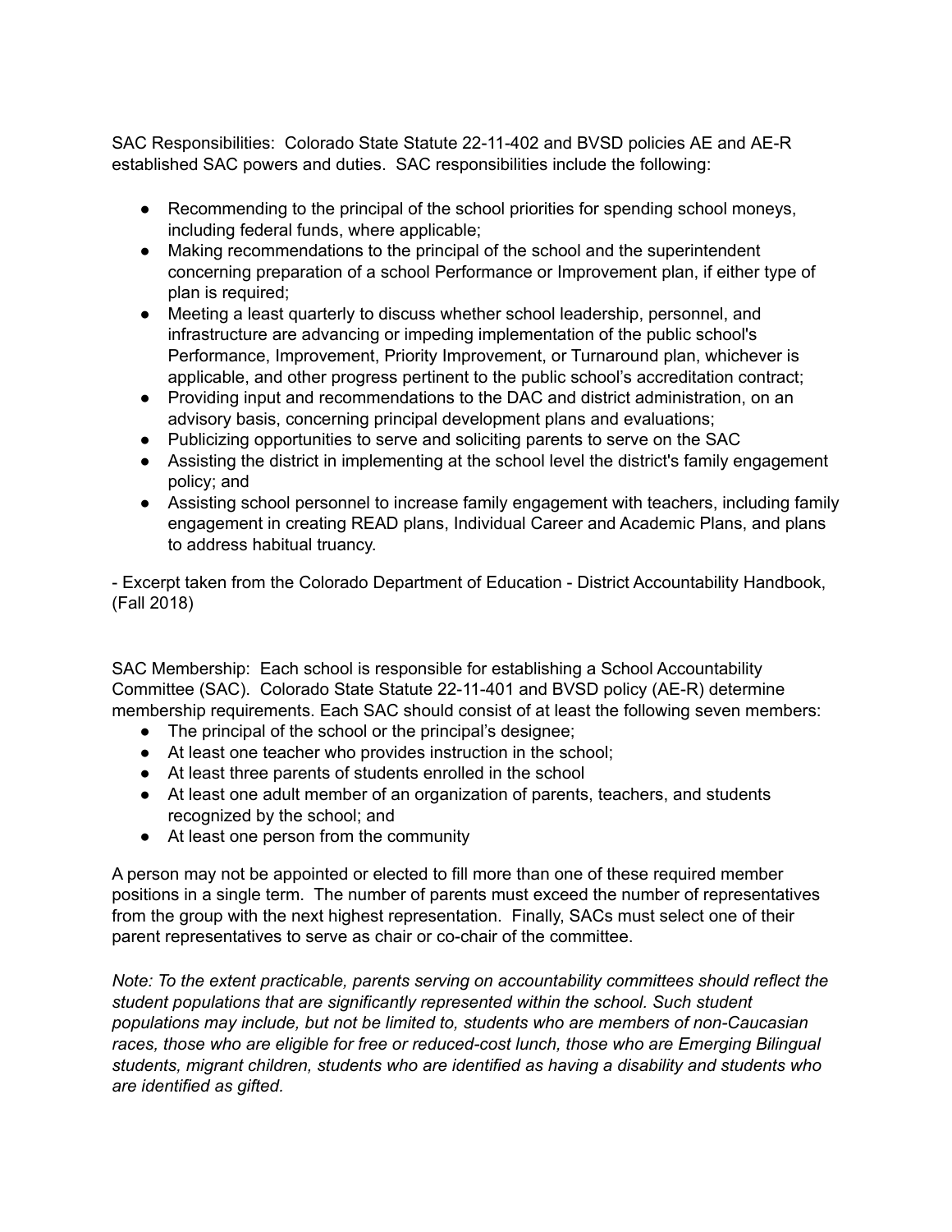SAC Responsibilities:  Colorado State Statute 22-11-402 and BVSD policies AE and AE-R established SAC powers and duties.  SAC responsibilities include the following:

- Recommending to the principal of the school priorities for spending school moneys, including federal funds, where applicable;
- Making recommendations to the principal of the school and the superintendent concerning preparation of a school Performance or Improvement plan, if either type of plan is required;
- Meeting a least quarterly to discuss whether school leadership, personnel, and infrastructure are advancing or impeding implementation of the public school's Performance, Improvement, Priority Improvement, or Turnaround plan, whichever is applicable, and other progress pertinent to the public school's accreditation contract;
- Providing input and recommendations to the DAC and district administration, on an advisory basis, concerning principal development plans and evaluations;
- Publicizing opportunities to serve and soliciting parents to serve on the SAC
- Assisting the district in implementing at the school level the district's family engagement policy; and
- Assisting school personnel to increase family engagement with teachers, including family engagement in creating READ plans, Individual Career and Academic Plans, and plans to address habitual truancy.

- Excerpt taken from the Colorado Department of Education - District Accountability Handbook, (Fall 2018)

SAC Membership:  Each school is responsible for establishing a School Accountability Committee (SAC).  Colorado State Statute 22-11-401 and BVSD policy (AE-R) determine membership requirements. Each SAC should consist of at least the following seven members:

- The principal of the school or the principal's designee;
- At least one teacher who provides instruction in the school;
- At least three parents of students enrolled in the school
- At least one adult member of an organization of parents, teachers, and students recognized by the school; and
- At least one person from the community

A person may not be appointed or elected to fill more than one of these required member positions in a single term.  The number of parents must exceed the number of representatives from the group with the next highest representation.  Finally, SACs must select one of their parent representatives to serve as chair or co-chair of the committee.

*Note: To the extent practicable, parents serving on accountability committees should reflect the student populations that are significantly represented within the school. Such student populations may include, but not be limited to, students who are members of non-Caucasian races, those who are eligible for free or reduced-cost lunch, those who are Emerging Bilingual students, migrant children, students who are identified as having a disability and students who are identified as gifted.*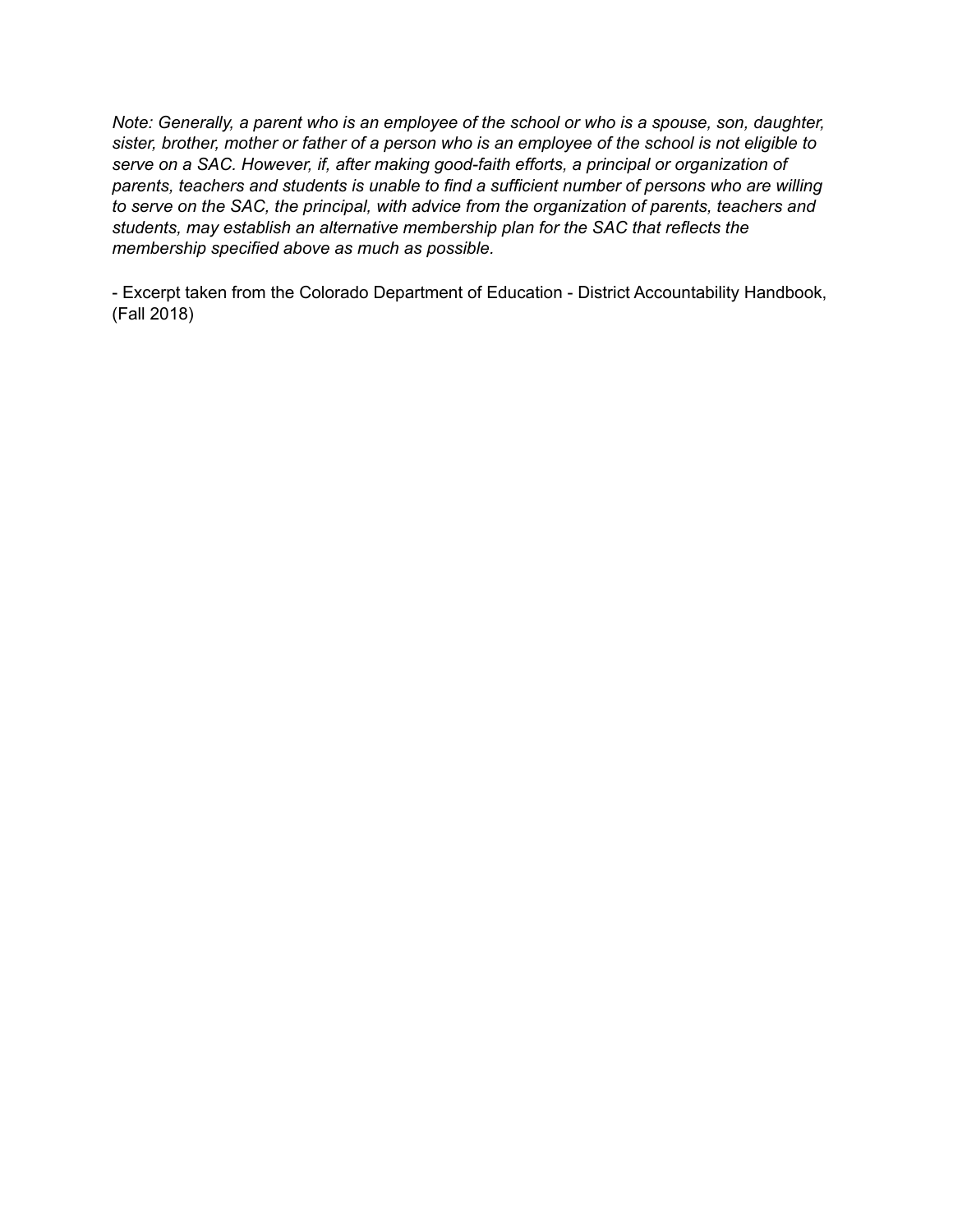*Note: Generally, a parent who is an employee of the school or who is a spouse, son, daughter, sister, brother, mother or father of a person who is an employee of the school is not eligible to serve on a SAC. However, if, after making good-faith efforts, a principal or organization of parents, teachers and students is unable to find a sufficient number of persons who are willing to serve on the SAC, the principal, with advice from the organization of parents, teachers and students, may establish an alternative membership plan for the SAC that reflects the membership specified above as much as possible.*

- Excerpt taken from the Colorado Department of Education - District Accountability Handbook, (Fall 2018)